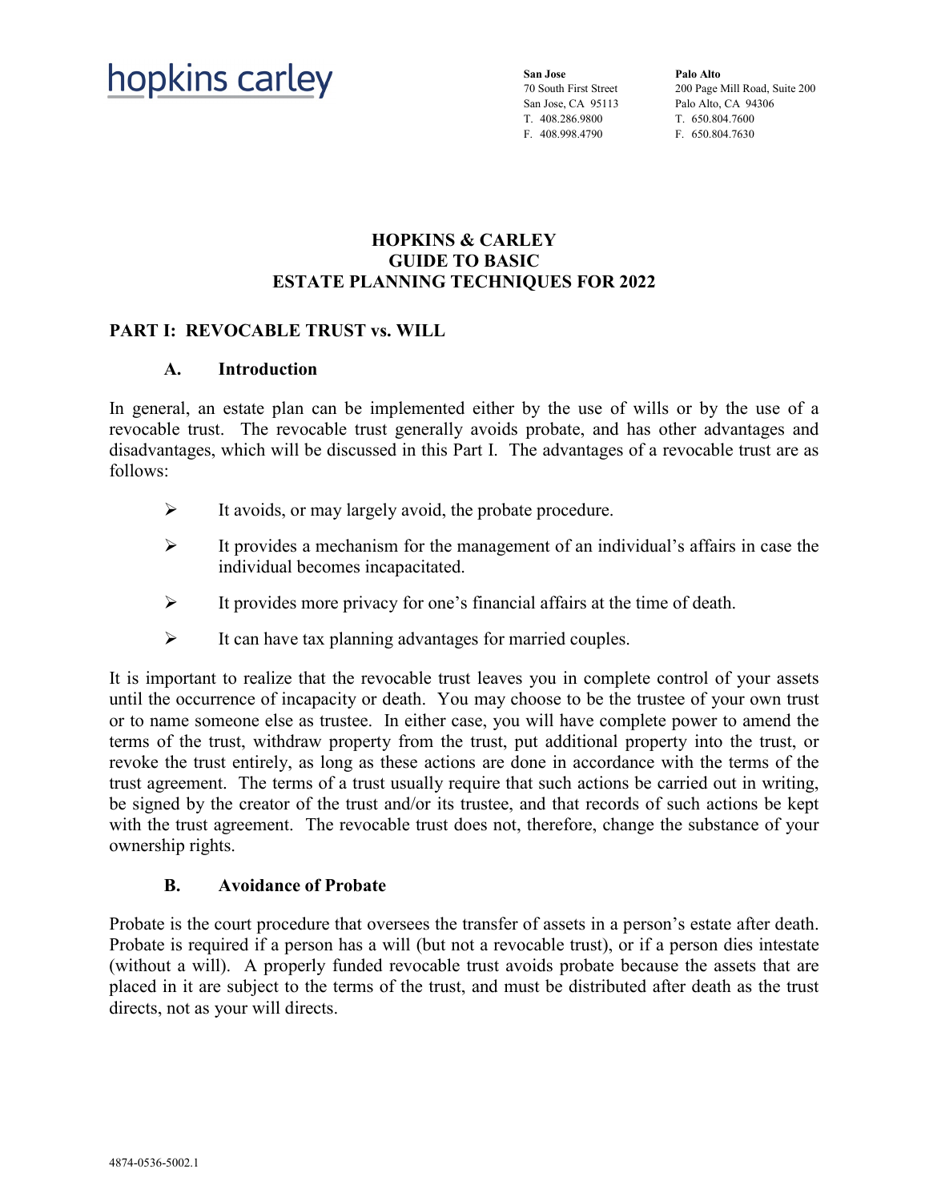hopkins carley

**San Jose**
70 South First Street
San Jose, CA 95113
T. 408.286.9800
F. 408.998.4790

**Palo Alto**
200 Page Mill Road, Suite 200
Palo Alto, CA 94306
T. 650.804.7600
F. 650.804.7630

# HOPKINS & CARLEY GUIDE TO BASIC ESTATE PLANNING TECHNIQUES FOR 2022

## PART I: REVOCABLE TRUST vs. WILL

### A. Introduction

In general, an estate plan can be implemented either by the use of wills or by the use of a revocable trust. The revocable trust generally avoids probate, and has other advantages and disadvantages, which will be discussed in this Part I. The advantages of a revocable trust are as follows:

- It avoids, or may largely avoid, the probate procedure.
- It provides a mechanism for the management of an individual's affairs in case the individual becomes incapacitated.
- It provides more privacy for one's financial affairs at the time of death.
- It can have tax planning advantages for married couples.

It is important to realize that the revocable trust leaves you in complete control of your assets until the occurrence of incapacity or death. You may choose to be the trustee of your own trust or to name someone else as trustee. In either case, you will have complete power to amend the terms of the trust, withdraw property from the trust, put additional property into the trust, or revoke the trust entirely, as long as these actions are done in accordance with the terms of the trust agreement. The terms of a trust usually require that such actions be carried out in writing, be signed by the creator of the trust and/or its trustee, and that records of such actions be kept with the trust agreement. The revocable trust does not, therefore, change the substance of your ownership rights.

### B. Avoidance of Probate

Probate is the court procedure that oversees the transfer of assets in a person's estate after death. Probate is required if a person has a will (but not a revocable trust), or if a person dies intestate (without a will). A properly funded revocable trust avoids probate because the assets that are placed in it are subject to the terms of the trust, and must be distributed after death as the trust directs, not as your will directs.

4874-0536-5002.1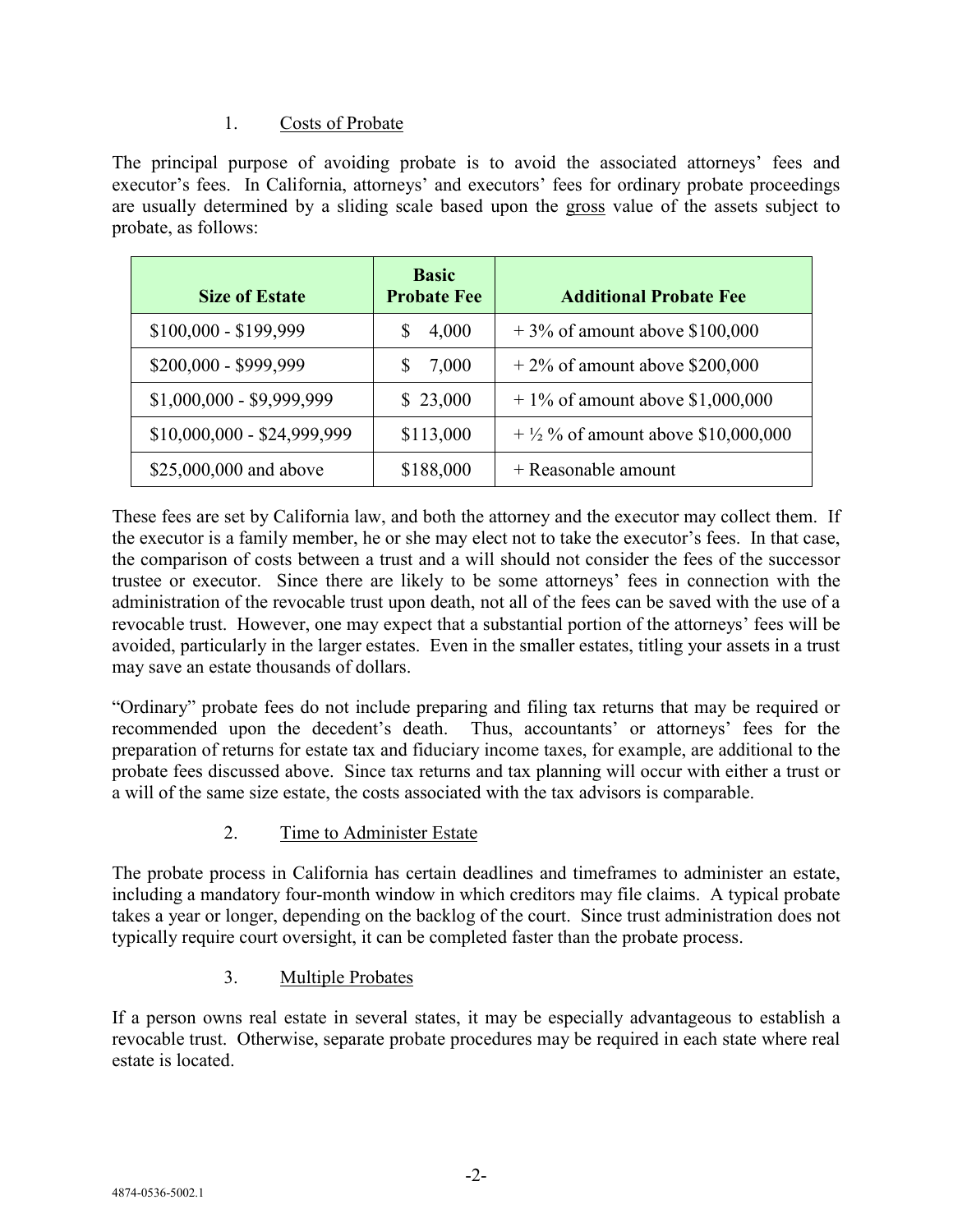### 1. Costs of Probate

The principal purpose of avoiding probate is to avoid the associated attorneys' fees and executor's fees. In California, attorneys' and executors' fees for ordinary probate proceedings are usually determined by a sliding scale based upon the gross value of the assets subject to probate, as follows:

| Size of Estate | Basic Probate Fee | Additional Probate Fee |
|---|---|---|
| $100,000 - $199,999 | $ 4,000 | + 3% of amount above $100,000 |
| $200,000 - $999,999 | $ 7,000 | + 2% of amount above $200,000 |
| $1,000,000 - $9,999,999 | $ 23,000 | + 1% of amount above $1,000,000 |
| $10,000,000 - $24,999,999 | $113,000 | + ½ % of amount above $10,000,000 |
| $25,000,000 and above | $188,000 | + Reasonable amount |

These fees are set by California law, and both the attorney and the executor may collect them. If the executor is a family member, he or she may elect not to take the executor's fees. In that case, the comparison of costs between a trust and a will should not consider the fees of the successor trustee or executor. Since there are likely to be some attorneys' fees in connection with the administration of the revocable trust upon death, not all of the fees can be saved with the use of a revocable trust. However, one may expect that a substantial portion of the attorneys' fees will be avoided, particularly in the larger estates. Even in the smaller estates, titling your assets in a trust may save an estate thousands of dollars.

"Ordinary" probate fees do not include preparing and filing tax returns that may be required or recommended upon the decedent's death. Thus, accountants' or attorneys' fees for the preparation of returns for estate tax and fiduciary income taxes, for example, are additional to the probate fees discussed above. Since tax returns and tax planning will occur with either a trust or a will of the same size estate, the costs associated with the tax advisors is comparable.

### 2. Time to Administer Estate

The probate process in California has certain deadlines and timeframes to administer an estate, including a mandatory four-month window in which creditors may file claims. A typical probate takes a year or longer, depending on the backlog of the court. Since trust administration does not typically require court oversight, it can be completed faster than the probate process.

### 3. Multiple Probates

If a person owns real estate in several states, it may be especially advantageous to establish a revocable trust. Otherwise, separate probate procedures may be required in each state where real estate is located.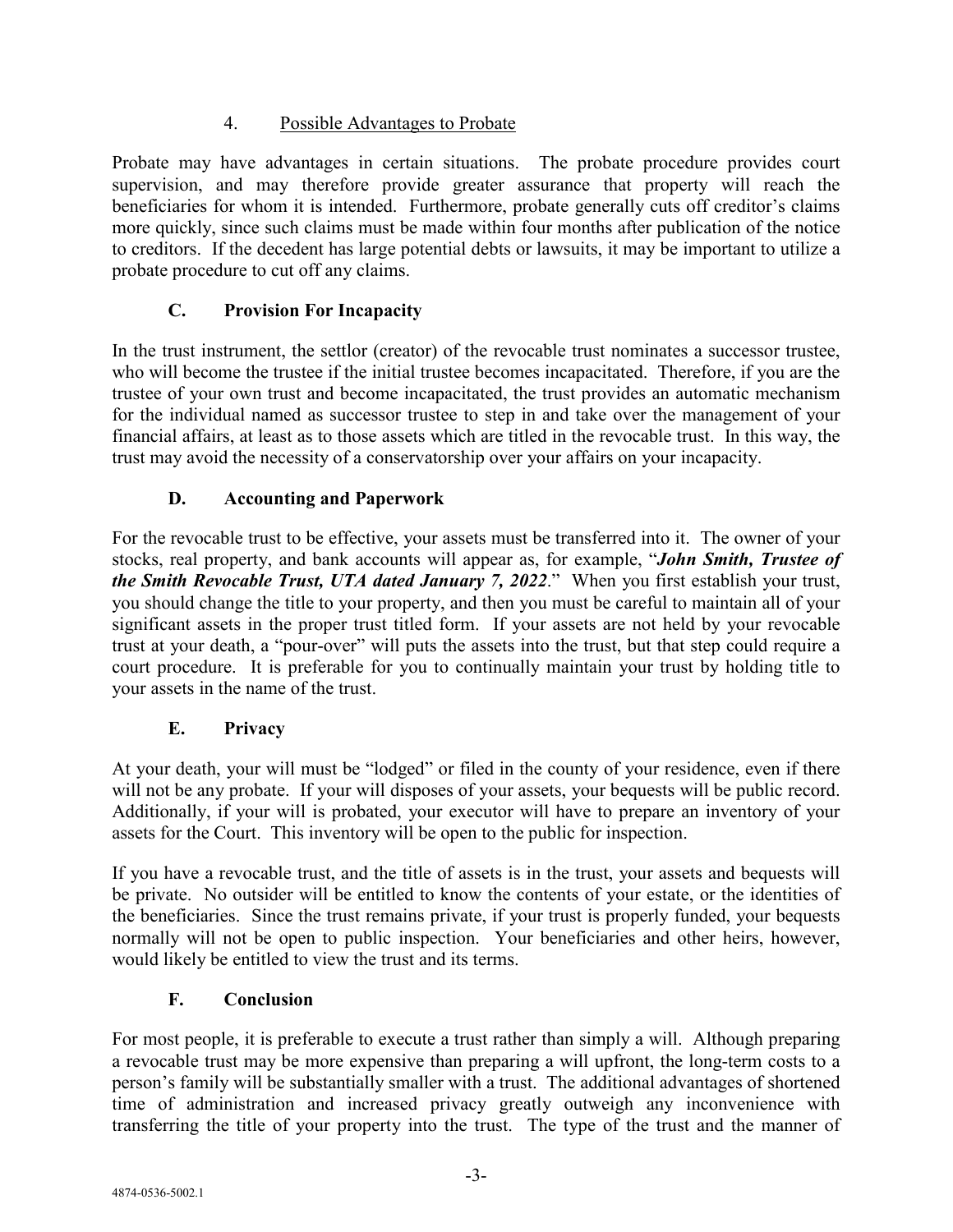#### 4. Possible Advantages to Probate

Probate may have advantages in certain situations. The probate procedure provides court supervision, and may therefore provide greater assurance that property will reach the beneficiaries for whom it is intended. Furthermore, probate generally cuts off creditor's claims more quickly, since such claims must be made within four months after publication of the notice to creditors. If the decedent has large potential debts or lawsuits, it may be important to utilize a probate procedure to cut off any claims.

### C. Provision For Incapacity

In the trust instrument, the settlor (creator) of the revocable trust nominates a successor trustee, who will become the trustee if the initial trustee becomes incapacitated. Therefore, if you are the trustee of your own trust and become incapacitated, the trust provides an automatic mechanism for the individual named as successor trustee to step in and take over the management of your financial affairs, at least as to those assets which are titled in the revocable trust. In this way, the trust may avoid the necessity of a conservatorship over your affairs on your incapacity.

### D. Accounting and Paperwork

For the revocable trust to be effective, your assets must be transferred into it. The owner of your stocks, real property, and bank accounts will appear as, for example, "***John Smith, Trustee of the Smith Revocable Trust, UTA dated January 7, 2022***." When you first establish your trust, you should change the title to your property, and then you must be careful to maintain all of your significant assets in the proper trust titled form. If your assets are not held by your revocable trust at your death, a "pour-over" will puts the assets into the trust, but that step could require a court procedure. It is preferable for you to continually maintain your trust by holding title to your assets in the name of the trust.

### E. Privacy

At your death, your will must be "lodged" or filed in the county of your residence, even if there will not be any probate. If your will disposes of your assets, your bequests will be public record. Additionally, if your will is probated, your executor will have to prepare an inventory of your assets for the Court. This inventory will be open to the public for inspection.

If you have a revocable trust, and the title of assets is in the trust, your assets and bequests will be private. No outsider will be entitled to know the contents of your estate, or the identities of the beneficiaries. Since the trust remains private, if your trust is properly funded, your bequests normally will not be open to public inspection. Your beneficiaries and other heirs, however, would likely be entitled to view the trust and its terms.

### F. Conclusion

For most people, it is preferable to execute a trust rather than simply a will. Although preparing a revocable trust may be more expensive than preparing a will upfront, the long-term costs to a person's family will be substantially smaller with a trust. The additional advantages of shortened time of administration and increased privacy greatly outweigh any inconvenience with transferring the title of your property into the trust. The type of the trust and the manner of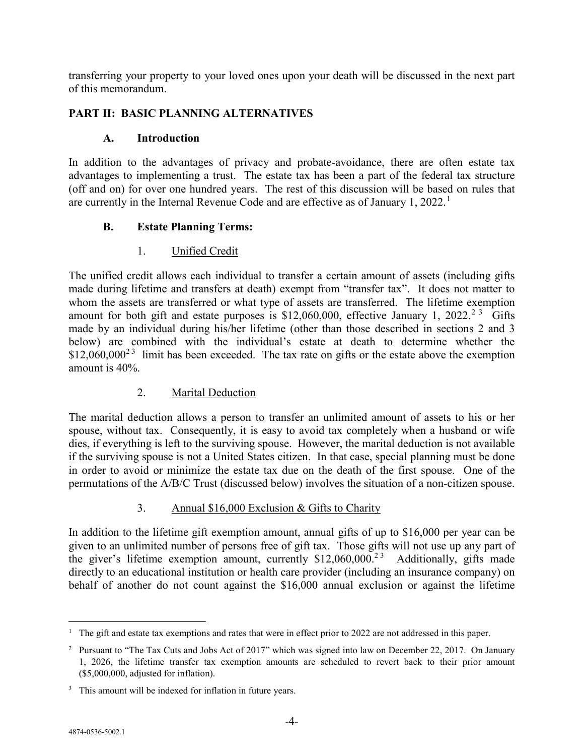transferring your property to your loved ones upon your death will be discussed in the next part of this memorandum.

## PART II: BASIC PLANNING ALTERNATIVES

### A. Introduction

In addition to the advantages of privacy and probate-avoidance, there are often estate tax advantages to implementing a trust. The estate tax has been a part of the federal tax structure (off and on) for over one hundred years. The rest of this discussion will be based on rules that are currently in the Internal Revenue Code and are effective as of January 1, 2022.[1]

### B. Estate Planning Terms:

#### 1. Unified Credit

The unified credit allows each individual to transfer a certain amount of assets (including gifts made during lifetime and transfers at death) exempt from "transfer tax". It does not matter to whom the assets are transferred or what type of assets are transferred. The lifetime exemption amount for both gift and estate purposes is $12,060,000, effective January 1, 2022.[2] [3] Gifts made by an individual during his/her lifetime (other than those described in sections 2 and 3 below) are combined with the individual's estate at death to determine whether the $12,060,000[2] [3] limit has been exceeded. The tax rate on gifts or the estate above the exemption amount is 40%.

#### 2. Marital Deduction

The marital deduction allows a person to transfer an unlimited amount of assets to his or her spouse, without tax. Consequently, it is easy to avoid tax completely when a husband or wife dies, if everything is left to the surviving spouse. However, the marital deduction is not available if the surviving spouse is not a United States citizen. In that case, special planning must be done in order to avoid or minimize the estate tax due on the death of the first spouse. One of the permutations of the A/B/C Trust (discussed below) involves the situation of a non-citizen spouse.

#### 3. Annual $16,000 Exclusion & Gifts to Charity

In addition to the lifetime gift exemption amount, annual gifts of up to $16,000 per year can be given to an unlimited number of persons free of gift tax. Those gifts will not use up any part of the giver's lifetime exemption amount, currently $12,060,000.[2] [3] Additionally, gifts made directly to an educational institution or health care provider (including an insurance company) on behalf of another do not count against the $16,000 annual exclusion or against the lifetime

---

[1] The gift and estate tax exemptions and rates that were in effect prior to 2022 are not addressed in this paper.

[2] Pursuant to "The Tax Cuts and Jobs Act of 2017" which was signed into law on December 22, 2017. On January 1, 2026, the lifetime transfer tax exemption amounts are scheduled to revert back to their prior amount ($5,000,000, adjusted for inflation).

[3] This amount will be indexed for inflation in future years.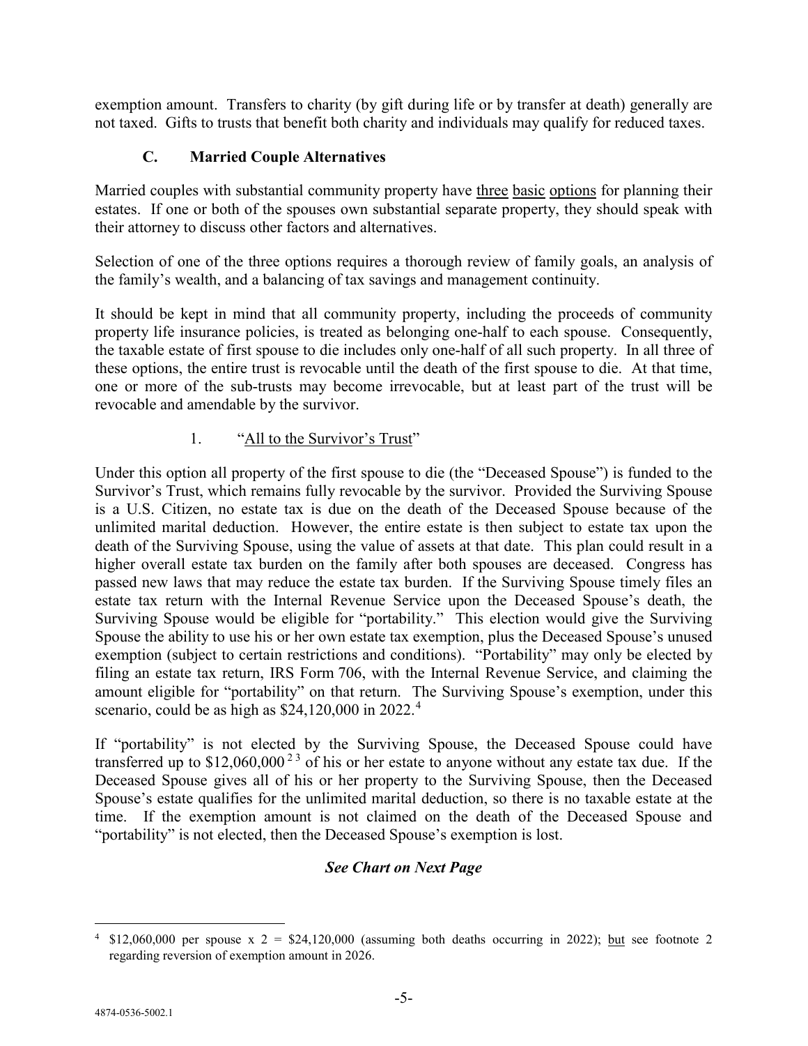exemption amount. Transfers to charity (by gift during life or by transfer at death) generally are not taxed. Gifts to trusts that benefit both charity and individuals may qualify for reduced taxes.

### C. Married Couple Alternatives

Married couples with substantial community property have three basic options for planning their estates. If one or both of the spouses own substantial separate property, they should speak with their attorney to discuss other factors and alternatives.

Selection of one of the three options requires a thorough review of family goals, an analysis of the family's wealth, and a balancing of tax savings and management continuity.

It should be kept in mind that all community property, including the proceeds of community property life insurance policies, is treated as belonging one-half to each spouse. Consequently, the taxable estate of first spouse to die includes only one-half of all such property. In all three of these options, the entire trust is revocable until the death of the first spouse to die. At that time, one or more of the sub-trusts may become irrevocable, but at least part of the trust will be revocable and amendable by the survivor.

#### 1. "All to the Survivor's Trust"

Under this option all property of the first spouse to die (the "Deceased Spouse") is funded to the Survivor's Trust, which remains fully revocable by the survivor. Provided the Surviving Spouse is a U.S. Citizen, no estate tax is due on the death of the Deceased Spouse because of the unlimited marital deduction. However, the entire estate is then subject to estate tax upon the death of the Surviving Spouse, using the value of assets at that date. This plan could result in a higher overall estate tax burden on the family after both spouses are deceased. Congress has passed new laws that may reduce the estate tax burden. If the Surviving Spouse timely files an estate tax return with the Internal Revenue Service upon the Deceased Spouse's death, the Surviving Spouse would be eligible for "portability." This election would give the Surviving Spouse the ability to use his or her own estate tax exemption, plus the Deceased Spouse's unused exemption (subject to certain restrictions and conditions). "Portability" may only be elected by filing an estate tax return, IRS Form 706, with the Internal Revenue Service, and claiming the amount eligible for "portability" on that return. The Surviving Spouse's exemption, under this scenario, could be as high as $24,120,000 in 2022.[4]

If "portability" is not elected by the Surviving Spouse, the Deceased Spouse could have transferred up to $12,060,000[2] [3] of his or her estate to anyone without any estate tax due. If the Deceased Spouse gives all of his or her property to the Surviving Spouse, then the Deceased Spouse's estate qualifies for the unlimited marital deduction, so there is no taxable estate at the time. If the exemption amount is not claimed on the death of the Deceased Spouse and "portability" is not elected, then the Deceased Spouse's exemption is lost.

***See Chart on Next Page***

---

[4] $12,060,000 per spouse x 2 = $24,120,000 (assuming both deaths occurring in 2022); but see footnote 2 regarding reversion of exemption amount in 2026.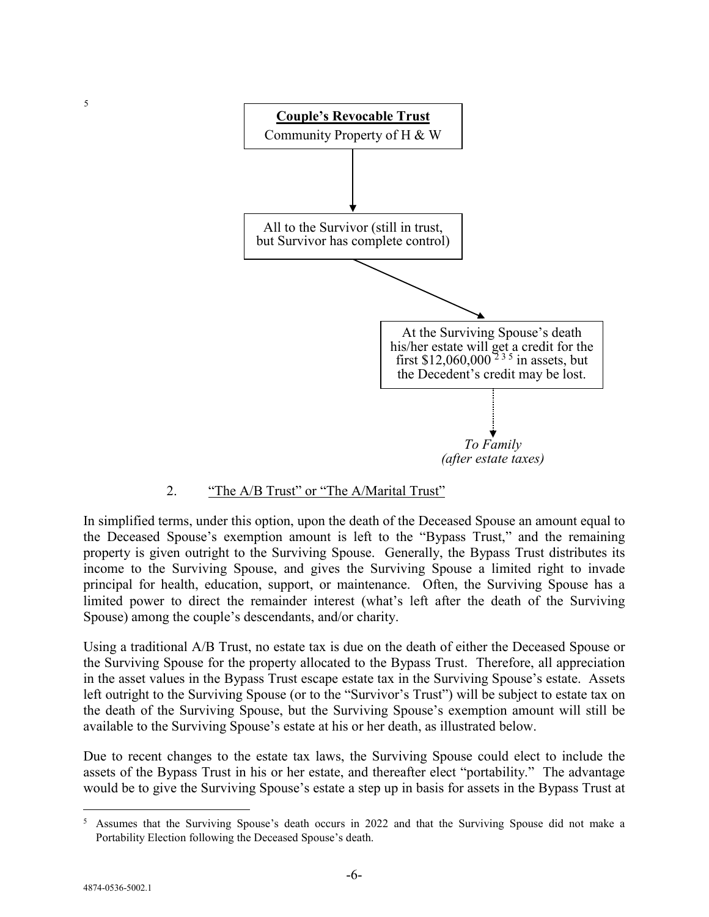5

**Couple's Revocable Trust**
Community Property of H & W

↓

All to the Survivor (still in trust, but Survivor has complete control)

↓

At the Surviving Spouse's death his/her estate will get a credit for the first $12,060,000 [2 3 5] in assets, but the Decedent's credit may be lost.

↓

*To Family*
*(after estate taxes)*

2. <u>"The A/B Trust" or "The A/Marital Trust"</u>

In simplified terms, under this option, upon the death of the Deceased Spouse an amount equal to the Deceased Spouse's exemption amount is left to the "Bypass Trust," and the remaining property is given outright to the Surviving Spouse. Generally, the Bypass Trust distributes its income to the Surviving Spouse, and gives the Surviving Spouse a limited right to invade principal for health, education, support, or maintenance. Often, the Surviving Spouse has a limited power to direct the remainder interest (what's left after the death of the Surviving Spouse) among the couple's descendants, and/or charity.

Using a traditional A/B Trust, no estate tax is due on the death of either the Deceased Spouse or the Surviving Spouse for the property allocated to the Bypass Trust. Therefore, all appreciation in the asset values in the Bypass Trust escape estate tax in the Surviving Spouse's estate. Assets left outright to the Surviving Spouse (or to the "Survivor's Trust") will be subject to estate tax on the death of the Surviving Spouse, but the Surviving Spouse's exemption amount will still be available to the Surviving Spouse's estate at his or her death, as illustrated below.

Due to recent changes to the estate tax laws, the Surviving Spouse could elect to include the assets of the Bypass Trust in his or her estate, and thereafter elect "portability." The advantage would be to give the Surviving Spouse's estate a step up in basis for assets in the Bypass Trust at

---

[5] Assumes that the Surviving Spouse's death occurs in 2022 and that the Surviving Spouse did not make a Portability Election following the Deceased Spouse's death.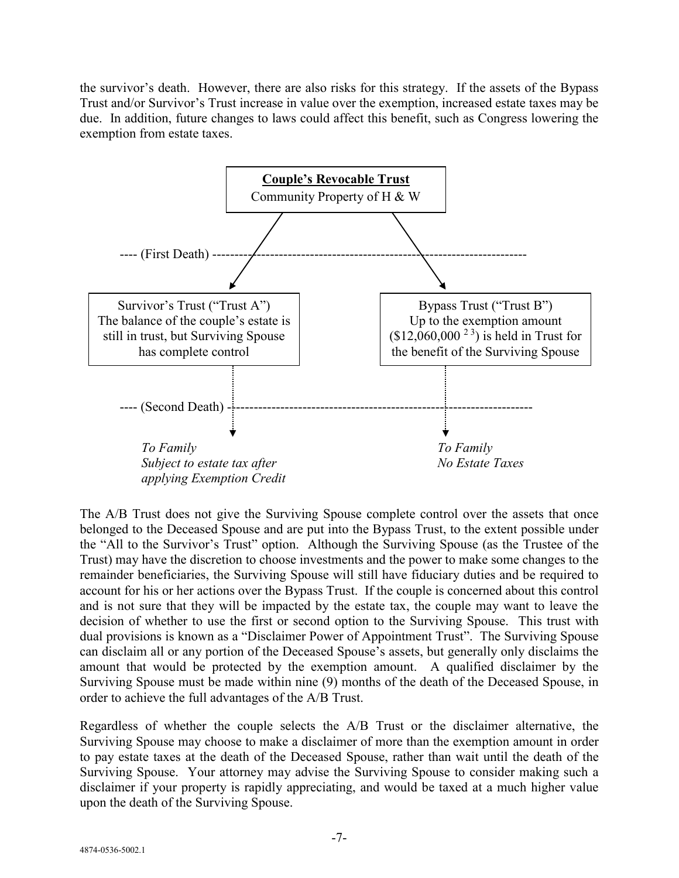the survivor's death. However, there are also risks for this strategy. If the assets of the Bypass Trust and/or Survivor's Trust increase in value over the exemption, increased estate taxes may be due. In addition, future changes to laws could affect this benefit, such as Congress lowering the exemption from estate taxes.

**Couple's Revocable Trust**
Community Property of H & W

---- (First Death) ----------------------------------------------------------------------

Survivor's Trust ("Trust A")
The balance of the couple's estate is still in trust, but Surviving Spouse has complete control

Bypass Trust ("Trust B")
Up to the exemption amount ($12,060,000 [2 3]) is held in Trust for the benefit of the Surviving Spouse

---- (Second Death) ----------------------------------------------------------------------

*To Family*
*Subject to estate tax after applying Exemption Credit*

*To Family*
*No Estate Taxes*

The A/B Trust does not give the Surviving Spouse complete control over the assets that once belonged to the Deceased Spouse and are put into the Bypass Trust, to the extent possible under the "All to the Survivor's Trust" option. Although the Surviving Spouse (as the Trustee of the Trust) may have the discretion to choose investments and the power to make some changes to the remainder beneficiaries, the Surviving Spouse will still have fiduciary duties and be required to account for his or her actions over the Bypass Trust. If the couple is concerned about this control and is not sure that they will be impacted by the estate tax, the couple may want to leave the decision of whether to use the first or second option to the Surviving Spouse. This trust with dual provisions is known as a "Disclaimer Power of Appointment Trust". The Surviving Spouse can disclaim all or any portion of the Deceased Spouse's assets, but generally only disclaims the amount that would be protected by the exemption amount. A qualified disclaimer by the Surviving Spouse must be made within nine (9) months of the death of the Deceased Spouse, in order to achieve the full advantages of the A/B Trust.

Regardless of whether the couple selects the A/B Trust or the disclaimer alternative, the Surviving Spouse may choose to make a disclaimer of more than the exemption amount in order to pay estate taxes at the death of the Deceased Spouse, rather than wait until the death of the Surviving Spouse. Your attorney may advise the Surviving Spouse to consider making such a disclaimer if your property is rapidly appreciating, and would be taxed at a much higher value upon the death of the Surviving Spouse.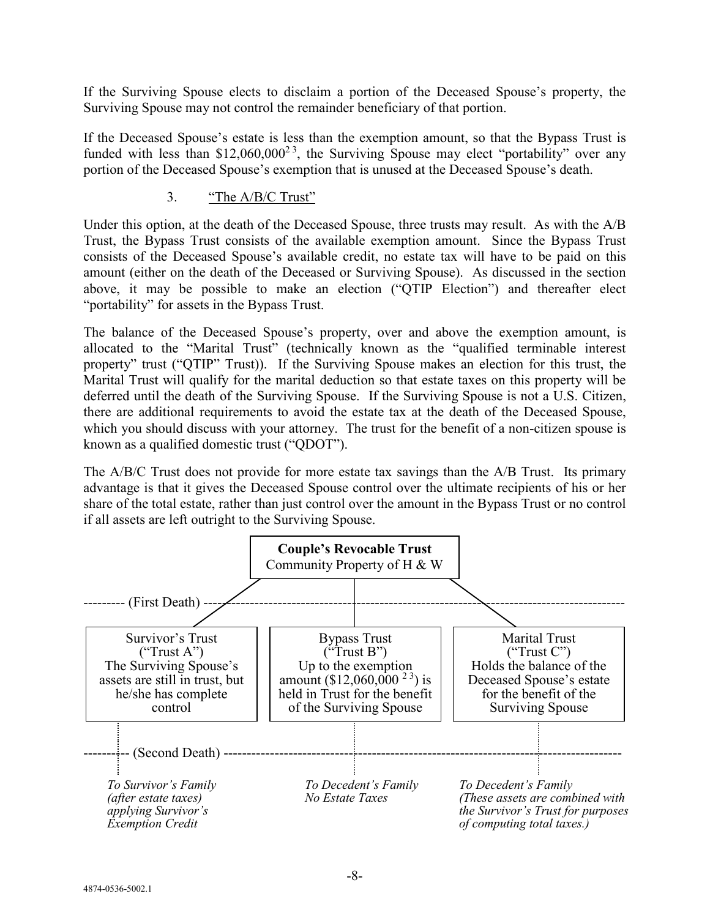If the Surviving Spouse elects to disclaim a portion of the Deceased Spouse's property, the Surviving Spouse may not control the remainder beneficiary of that portion.

If the Deceased Spouse's estate is less than the exemption amount, so that the Bypass Trust is funded with less than \$12,060,000[2 3], the Surviving Spouse may elect "portability" over any portion of the Deceased Spouse's exemption that is unused at the Deceased Spouse's death.

### 3. "The A/B/C Trust"

Under this option, at the death of the Deceased Spouse, three trusts may result. As with the A/B Trust, the Bypass Trust consists of the available exemption amount. Since the Bypass Trust consists of the Deceased Spouse's available credit, no estate tax will have to be paid on this amount (either on the death of the Deceased or Surviving Spouse). As discussed in the section above, it may be possible to make an election ("QTIP Election") and thereafter elect "portability" for assets in the Bypass Trust.

The balance of the Deceased Spouse's property, over and above the exemption amount, is allocated to the "Marital Trust" (technically known as the "qualified terminable interest property" trust ("QTIP" Trust)). If the Surviving Spouse makes an election for this trust, the Marital Trust will qualify for the marital deduction so that estate taxes on this property will be deferred until the death of the Surviving Spouse. If the Surviving Spouse is not a U.S. Citizen, there are additional requirements to avoid the estate tax at the death of the Deceased Spouse, which you should discuss with your attorney. The trust for the benefit of a non-citizen spouse is known as a qualified domestic trust ("QDOT").

The A/B/C Trust does not provide for more estate tax savings than the A/B Trust. Its primary advantage is that it gives the Deceased Spouse control over the ultimate recipients of his or her share of the total estate, rather than just control over the amount in the Bypass Trust or no control if all assets are left outright to the Surviving Spouse.

**Couple's Revocable Trust**
Community Property of H & W

--------- (First Death) ---------

| Survivor's Trust ("Trust A") | Bypass Trust ("Trust B") | Marital Trust ("Trust C") |
| --- | --- | --- |
| The Surviving Spouse's assets are still in trust, but he/she has complete control | Up to the exemption amount (\$12,060,000 [2 3]) is held in Trust for the benefit of the Surviving Spouse | Holds the balance of the Deceased Spouse's estate for the benefit of the Surviving Spouse |

--------- (Second Death) ---------

| | | |
| --- | --- | --- |
| *To Survivor's Family (after estate taxes) applying Survivor's Exemption Credit* | *To Decedent's Family No Estate Taxes* | *To Decedent's Family (These assets are combined with the Survivor's Trust for purposes of computing total taxes.)* |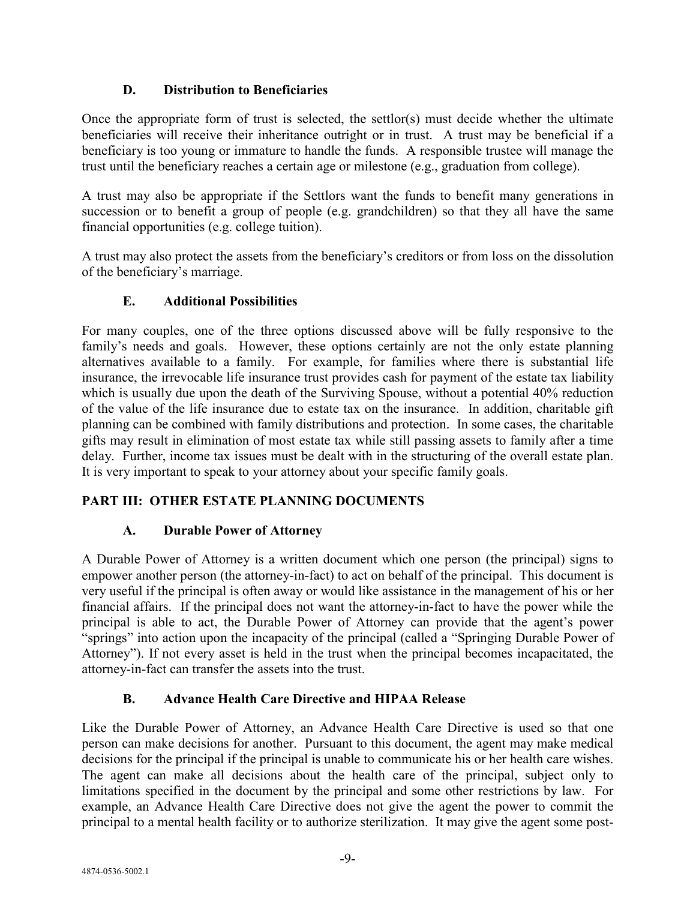### D. Distribution to Beneficiaries

Once the appropriate form of trust is selected, the settlor(s) must decide whether the ultimate beneficiaries will receive their inheritance outright or in trust. A trust may be beneficial if a beneficiary is too young or immature to handle the funds. A responsible trustee will manage the trust until the beneficiary reaches a certain age or milestone (e.g., graduation from college).

A trust may also be appropriate if the Settlors want the funds to benefit many generations in succession or to benefit a group of people (e.g. grandchildren) so that they all have the same financial opportunities (e.g. college tuition).

A trust may also protect the assets from the beneficiary's creditors or from loss on the dissolution of the beneficiary's marriage.

### E. Additional Possibilities

For many couples, one of the three options discussed above will be fully responsive to the family's needs and goals. However, these options certainly are not the only estate planning alternatives available to a family. For example, for families where there is substantial life insurance, the irrevocable life insurance trust provides cash for payment of the estate tax liability which is usually due upon the death of the Surviving Spouse, without a potential 40% reduction of the value of the life insurance due to estate tax on the insurance. In addition, charitable gift planning can be combined with family distributions and protection. In some cases, the charitable gifts may result in elimination of most estate tax while still passing assets to family after a time delay. Further, income tax issues must be dealt with in the structuring of the overall estate plan. It is very important to speak to your attorney about your specific family goals.

## PART III: OTHER ESTATE PLANNING DOCUMENTS

### A. Durable Power of Attorney

A Durable Power of Attorney is a written document which one person (the principal) signs to empower another person (the attorney-in-fact) to act on behalf of the principal. This document is very useful if the principal is often away or would like assistance in the management of his or her financial affairs. If the principal does not want the attorney-in-fact to have the power while the principal is able to act, the Durable Power of Attorney can provide that the agent's power "springs" into action upon the incapacity of the principal (called a "Springing Durable Power of Attorney"). If not every asset is held in the trust when the principal becomes incapacitated, the attorney-in-fact can transfer the assets into the trust.

### B. Advance Health Care Directive and HIPAA Release

Like the Durable Power of Attorney, an Advance Health Care Directive is used so that one person can make decisions for another. Pursuant to this document, the agent may make medical decisions for the principal if the principal is unable to communicate his or her health care wishes. The agent can make all decisions about the health care of the principal, subject only to limitations specified in the document by the principal and some other restrictions by law. For example, an Advance Health Care Directive does not give the agent the power to commit the principal to a mental health facility or to authorize sterilization. It may give the agent some post-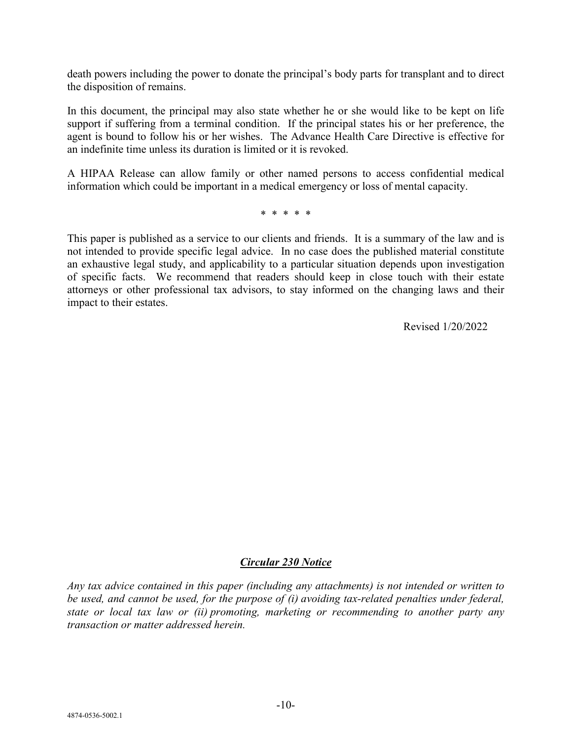death powers including the power to donate the principal's body parts for transplant and to direct the disposition of remains.

In this document, the principal may also state whether he or she would like to be kept on life support if suffering from a terminal condition. If the principal states his or her preference, the agent is bound to follow his or her wishes. The Advance Health Care Directive is effective for an indefinite time unless its duration is limited or it is revoked.

A HIPAA Release can allow family or other named persons to access confidential medical information which could be important in a medical emergency or loss of mental capacity.

\* \* \* \* \*

This paper is published as a service to our clients and friends. It is a summary of the law and is not intended to provide specific legal advice. In no case does the published material constitute an exhaustive legal study, and applicability to a particular situation depends upon investigation of specific facts. We recommend that readers should keep in close touch with their estate attorneys or other professional tax advisors, to stay informed on the changing laws and their impact to their estates.

Revised 1/20/2022

***Circular 230 Notice***

*Any tax advice contained in this paper (including any attachments) is not intended or written to be used, and cannot be used, for the purpose of (i) avoiding tax-related penalties under federal, state or local tax law or (ii) promoting, marketing or recommending to another party any transaction or matter addressed herein.*

4874-0536-5002.1